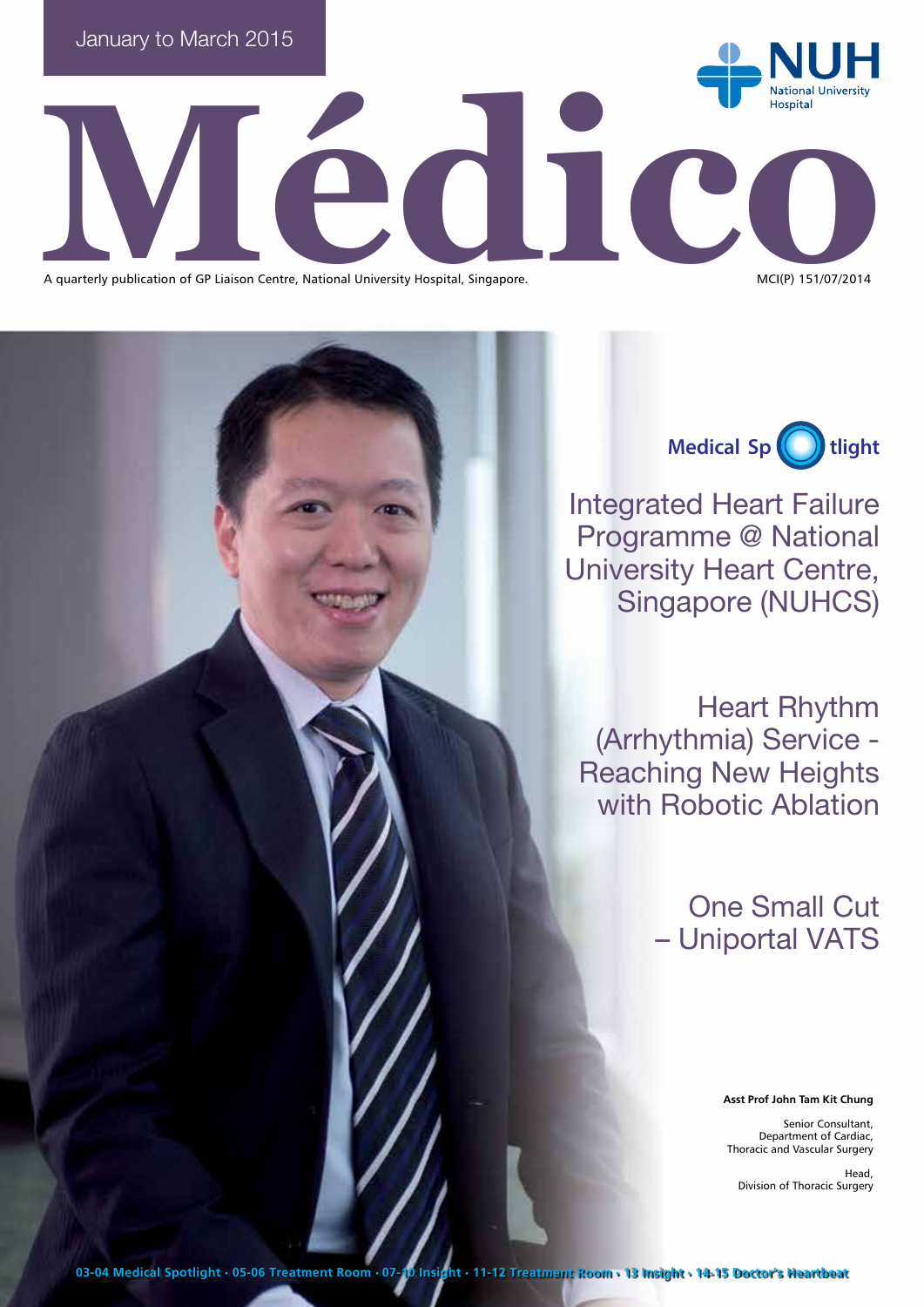January to March 2015

NUH National University Hospital

# Médico

A quarterly publication of GP Liaison Centre, National University Hospital, Singapore.

MCI(P) 151/07/2014

**Medical Spotlight**

## Integrated Heart Failure Programme @ National University Heart Centre, Singapore (NUHCS)

## Heart Rhythm (Arrhythmia) Service - Reaching New Heights with Robotic Ablation

## One Small Cut – Uniportal VATS

**Asst Prof John Tam Kit Chung**

Senior Consultant,
Department of Cardiac,
Thoracic and Vascular Surgery

Head,
Division of Thoracic Surgery

**03-04 Medical Spotlight • 05-06 Treatment Room • 07-10 Insight • 11-12 Treatment Room • 13 Insight • 14-15 Doctor's Heartbeat**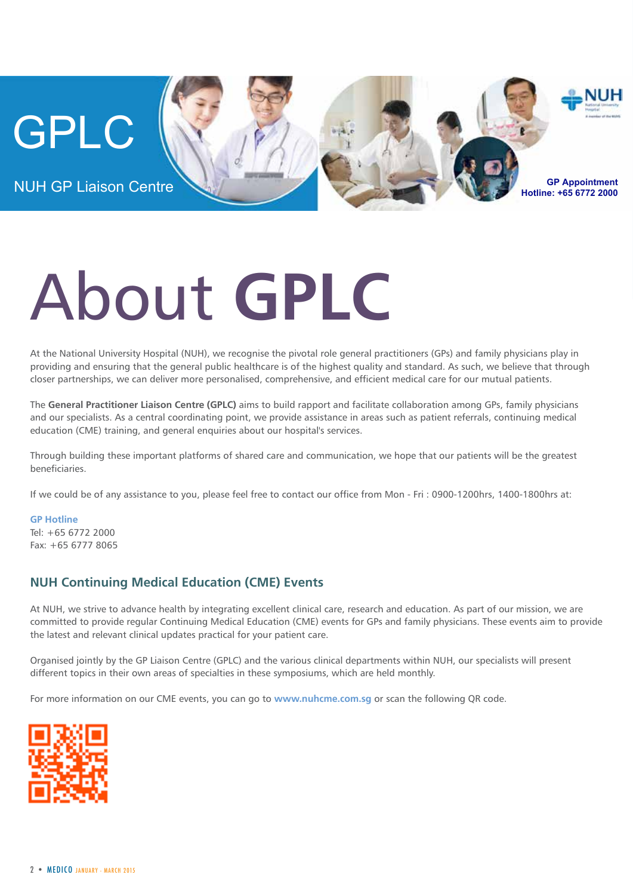GPLC

NUH GP Liaison Centre

GP Appointment Hotline: +65 6772 2000

# About **GPLC**

At the National University Hospital (NUH), we recognise the pivotal role general practitioners (GPs) and family physicians play in providing and ensuring that the general public healthcare is of the highest quality and standard. As such, we believe that through closer partnerships, we can deliver more personalised, comprehensive, and efficient medical care for our mutual patients.

The **General Practitioner Liaison Centre (GPLC)** aims to build rapport and facilitate collaboration among GPs, family physicians and our specialists. As a central coordinating point, we provide assistance in areas such as patient referrals, continuing medical education (CME) training, and general enquiries about our hospital's services.

Through building these important platforms of shared care and communication, we hope that our patients will be the greatest beneficiaries.

If we could be of any assistance to you, please feel free to contact our office from Mon - Fri : 0900-1200hrs, 1400-1800hrs at:

**GP Hotline**
Tel: +65 6772 2000
Fax: +65 6777 8065

## NUH Continuing Medical Education (CME) Events

At NUH, we strive to advance health by integrating excellent clinical care, research and education. As part of our mission, we are committed to provide regular Continuing Medical Education (CME) events for GPs and family physicians. These events aim to provide the latest and relevant clinical updates practical for your patient care.

Organised jointly by the GP Liaison Centre (GPLC) and the various clinical departments within NUH, our specialists will present different topics in their own areas of specialties in these symposiums, which are held monthly.

For more information on our CME events, you can go to **www.nuhcme.com.sg** or scan the following QR code.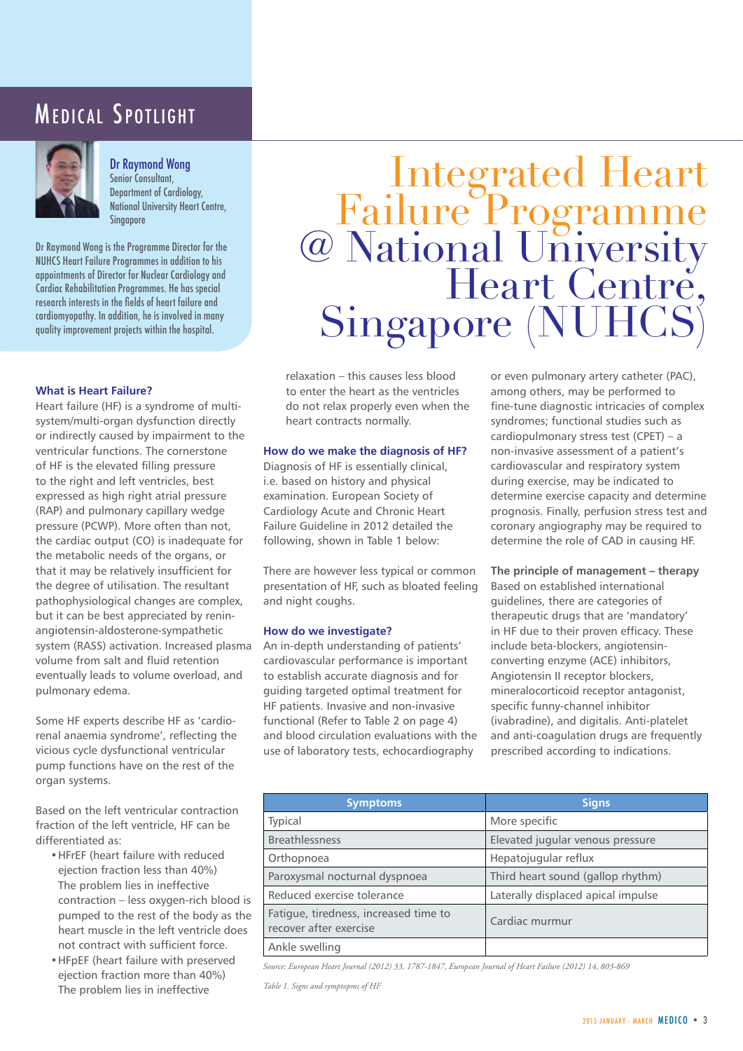# Medical Spotlight

**Dr Raymond Wong**
Senior Consultant,
Department of Cardiology,
National University Heart Centre,
Singapore

Dr Raymond Wong is the Programme Director for the NUHCS Heart Failure Programmes in addition to his appointments of Director for Nuclear Cardiology and Cardiac Rehabilitation Programmes. He has special research interests in the fields of heart failure and cardiomyopathy. In addition, he is involved in many quality improvement projects within the hospital.

# Integrated Heart Failure Programme @ National University Heart Centre, Singapore (NUHCS)

### What is Heart Failure?

Heart failure (HF) is a syndrome of multi-system/multi-organ dysfunction directly or indirectly caused by impairment to the ventricular functions. The cornerstone of HF is the elevated filling pressure to the right and left ventricles, best expressed as high right atrial pressure (RAP) and pulmonary capillary wedge pressure (PCWP). More often than not, the cardiac output (CO) is inadequate for the metabolic needs of the organs, or that it may be relatively insufficient for the degree of utilisation. The resultant pathophysiological changes are complex, but it can be best appreciated by renin-angiotensin-aldosterone-sympathetic system (RASS) activation. Increased plasma volume from salt and fluid retention eventually leads to volume overload, and pulmonary edema.

Some HF experts describe HF as 'cardio-renal anaemia syndrome', reflecting the vicious cycle dysfunctional ventricular pump functions have on the rest of the organ systems.

Based on the left ventricular contraction fraction of the left ventricle, HF can be differentiated as:

- HFrEF (heart failure with reduced ejection fraction less than 40%)
  The problem lies in ineffective contraction – less oxygen-rich blood is pumped to the rest of the body as the heart muscle in the left ventricle does not contract with sufficient force.
- HFpEF (heart failure with preserved ejection fraction more than 40%)
  The problem lies in ineffective relaxation – this causes less blood to enter the heart as the ventricles do not relax properly even when the heart contracts normally.

### How do we make the diagnosis of HF?

Diagnosis of HF is essentially clinical, i.e. based on history and physical examination. European Society of Cardiology Acute and Chronic Heart Failure Guideline in 2012 detailed the following, shown in Table 1 below:

There are however less typical or common presentation of HF, such as bloated feeling and night coughs.

### How do we investigate?

An in-depth understanding of patients' cardiovascular performance is important to establish accurate diagnosis and for guiding targeted optimal treatment for HF patients. Invasive and non-invasive functional (Refer to Table 2 on page 4) and blood circulation evaluations with the use of laboratory tests, echocardiography or even pulmonary artery catheter (PAC), among others, may be performed to fine-tune diagnostic intricacies of complex syndromes; functional studies such as cardiopulmonary stress test (CPET) – a non-invasive assessment of a patient's cardiovascular and respiratory system during exercise, may be indicated to determine exercise capacity and determine prognosis. Finally, perfusion stress test and coronary angiography may be required to determine the role of CAD in causing HF.

### The principle of management – therapy

Based on established international guidelines, there are categories of therapeutic drugs that are 'mandatory' in HF due to their proven efficacy. These include beta-blockers, angiotensin-converting enzyme (ACE) inhibitors, Angiotensin II receptor blockers, mineralocorticoid receptor antagonist, specific funny-channel inhibitor (ivabradine), and digitalis. Anti-platelet and anti-coagulation drugs are frequently prescribed according to indications.

| Symptoms | Signs |
|---|---|
| Typical | More specific |
| Breathlessness | Elevated jugular venous pressure |
| Orthopnoea | Hepatojugular reflux |
| Paroxysmal nocturnal dyspnoea | Third heart sound (gallop rhythm) |
| Reduced exercise tolerance | Laterally displaced apical impulse |
| Fatigue, tiredness, increased time to recover after exercise | Cardiac murmur |
| Ankle swelling | |

*Source: European Heart Journal (2012) 33, 1787-1847, European Journal of Heart Failure (2012) 14, 803-869*

*Table 1. Signs and symptopms of HF*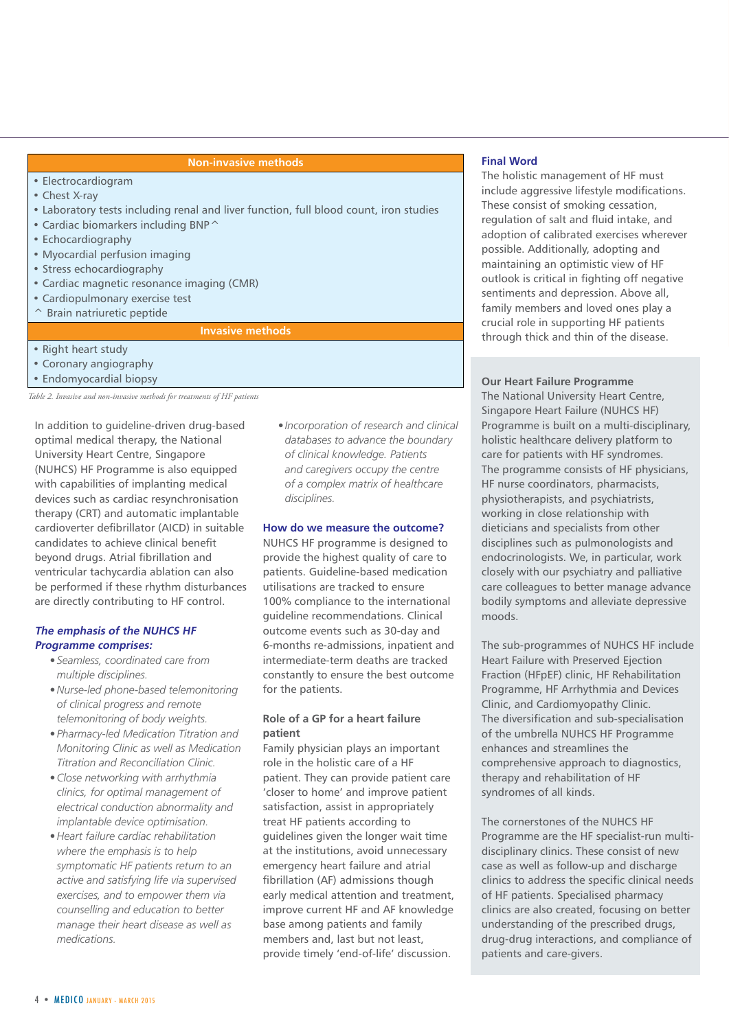| Non-invasive methods |
|---|
| • Electrocardiogram |
| • Chest X-ray |
| • Laboratory tests including renal and liver function, full blood count, iron studies |
| • Cardiac biomarkers including BNP ^ |
| • Echocardiography |
| • Myocardial perfusion imaging |
| • Stress echocardiography |
| • Cardiac magnetic resonance imaging (CMR) |
| • Cardiopulmonary exercise test |
| ^ Brain natriuretic peptide |
| **Invasive methods** |
| • Right heart study |
| • Coronary angiography |
| • Endomyocardial biopsy |

*Table 2. Invasive and non-invasive methods for treatments of HF patients*

In addition to guideline-driven drug-based optimal medical therapy, the National University Heart Centre, Singapore (NUHCS) HF Programme is also equipped with capabilities of implanting medical devices such as cardiac resynchronisation therapy (CRT) and automatic implantable cardioverter defibrillator (AICD) in suitable candidates to achieve clinical benefit beyond drugs. Atrial fibrillation and ventricular tachycardia ablation can also be performed if these rhythm disturbances are directly contributing to HF control.

### *The emphasis of the NUHCS HF Programme comprises:*

- *Seamless, coordinated care from multiple disciplines.*
- *Nurse-led phone-based telemonitoring of clinical progress and remote telemonitoring of body weights.*
- *Pharmacy-led Medication Titration and Monitoring Clinic as well as Medication Titration and Reconciliation Clinic.*
- *Close networking with arrhythmia clinics, for optimal management of electrical conduction abnormality and implantable device optimisation.*
- *Heart failure cardiac rehabilitation where the emphasis is to help symptomatic HF patients return to an active and satisfying life via supervised exercises, and to empower them via counselling and education to better manage their heart disease as well as medications.*
- *Incorporation of research and clinical databases to advance the boundary of clinical knowledge. Patients and caregivers occupy the centre of a complex matrix of healthcare disciplines.*

### How do we measure the outcome?

NUHCS HF programme is designed to provide the highest quality of care to patients. Guideline-based medication utilisations are tracked to ensure 100% compliance to the international guideline recommendations. Clinical outcome events such as 30-day and 6-months re-admissions, inpatient and intermediate-term deaths are tracked constantly to ensure the best outcome for the patients.

### Role of a GP for a heart failure patient

Family physician plays an important role in the holistic care of a HF patient. They can provide patient care 'closer to home' and improve patient satisfaction, assist in appropriately treat HF patients according to guidelines given the longer wait time at the institutions, avoid unnecessary emergency heart failure and atrial fibrillation (AF) admissions though early medical attention and treatment, improve current HF and AF knowledge base among patients and family members and, last but not least, provide timely 'end-of-life' discussion.

### Final Word

The holistic management of HF must include aggressive lifestyle modifications. These consist of smoking cessation, regulation of salt and fluid intake, and adoption of calibrated exercises wherever possible. Additionally, adopting and maintaining an optimistic view of HF outlook is critical in fighting off negative sentiments and depression. Above all, family members and loved ones play a crucial role in supporting HF patients through thick and thin of the disease.

### Our Heart Failure Programme

The National University Heart Centre, Singapore Heart Failure (NUHCS HF) Programme is built on a multi-disciplinary, holistic healthcare delivery platform to care for patients with HF syndromes. The programme consists of HF physicians, HF nurse coordinators, pharmacists, physiotherapists, and psychiatrists, working in close relationship with dieticians and specialists from other disciplines such as pulmonologists and endocrinologists. We, in particular, work closely with our psychiatry and palliative care colleagues to better manage advance bodily symptoms and alleviate depressive moods.

The sub-programmes of NUHCS HF include Heart Failure with Preserved Ejection Fraction (HFpEF) clinic, HF Rehabilitation Programme, HF Arrhythmia and Devices Clinic, and Cardiomyopathy Clinic. The diversification and sub-specialisation of the umbrella NUHCS HF Programme enhances and streamlines the comprehensive approach to diagnostics, therapy and rehabilitation of HF syndromes of all kinds.

The cornerstones of the NUHCS HF Programme are the HF specialist-run multi-disciplinary clinics. These consist of new case as well as follow-up and discharge clinics to address the specific clinical needs of HF patients. Specialised pharmacy clinics are also created, focusing on better understanding of the prescribed drugs, drug-drug interactions, and compliance of patients and care-givers.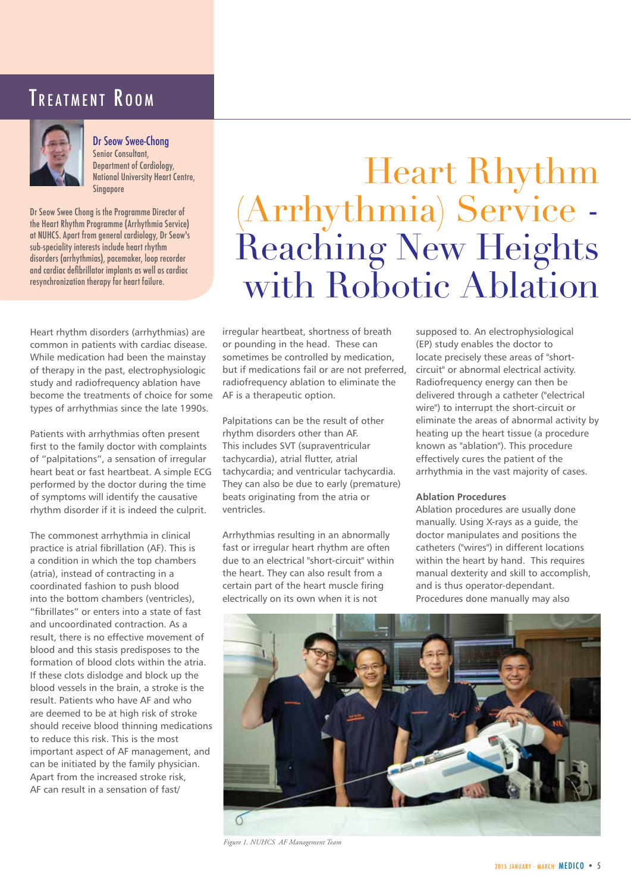# Treatment Room

**Dr Seow Swee-Chong**
Senior Consultant,
Department of Cardiology,
National University Heart Centre,
Singapore

Dr Seow Swee Chong is the Programme Director of the Heart Rhythm Programme (Arrhythmia Service) at NUHCS. Apart from general cardiology, Dr Seow's sub-speciality interests include heart rhythm disorders (arrhythmias), pacemaker, loop recorder and cardiac defibrillator implants as well as cardiac resynchronization therapy for heart failure.

# Heart Rhythm (Arrhythmia) Service - Reaching New Heights with Robotic Ablation

Heart rhythm disorders (arrhythmias) are common in patients with cardiac disease. While medication had been the mainstay of therapy in the past, electrophysiologic study and radiofrequency ablation have become the treatments of choice for some types of arrhythmias since the late 1990s.

Patients with arrhythmias often present first to the family doctor with complaints of "palpitations", a sensation of irregular heart beat or fast heartbeat. A simple ECG performed by the doctor during the time of symptoms will identify the causative rhythm disorder if it is indeed the culprit.

The commonest arrhythmia in clinical practice is atrial fibrillation (AF). This is a condition in which the top chambers (atria), instead of contracting in a coordinated fashion to push blood into the bottom chambers (ventricles), "fibrillates" or enters into a state of fast and uncoordinated contraction. As a result, there is no effective movement of blood and this stasis predisposes to the formation of blood clots within the atria. If these clots dislodge and block up the blood vessels in the brain, a stroke is the result. Patients who have AF and who are deemed to be at high risk of stroke should receive blood thinning medications to reduce this risk. This is the most important aspect of AF management, and can be initiated by the family physician. Apart from the increased stroke risk, AF can result in a sensation of fast/irregular heartbeat, shortness of breath or pounding in the head. These can sometimes be controlled by medication, but if medications fail or are not preferred, radiofrequency ablation to eliminate the AF is a therapeutic option.

Palpitations can be the result of other rhythm disorders other than AF. This includes SVT (supraventricular tachycardia), atrial flutter, atrial tachycardia; and ventricular tachycardia. They can also be due to early (premature) beats originating from the atria or ventricles.

Arrhythmias resulting in an abnormally fast or irregular heart rhythm are often due to an electrical "short-circuit" within the heart. They can also result from a certain part of the heart muscle firing electrically on its own when it is not supposed to. An electrophysiological (EP) study enables the doctor to locate precisely these areas of "short-circuit" or abnormal electrical activity. Radiofrequency energy can then be delivered through a catheter ("electrical wire") to interrupt the short-circuit or eliminate the areas of abnormal activity by heating up the heart tissue (a procedure known as "ablation"). This procedure effectively cures the patient of the arrhythmia in the vast majority of cases.

### Ablation Procedures

Ablation procedures are usually done manually. Using X-rays as a guide, the doctor manipulates and positions the catheters ("wires") in different locations within the heart by hand. This requires manual dexterity and skill to accomplish, and is thus operator-dependant. Procedures done manually may also

*Figure 1. NUHCS AF Management Team*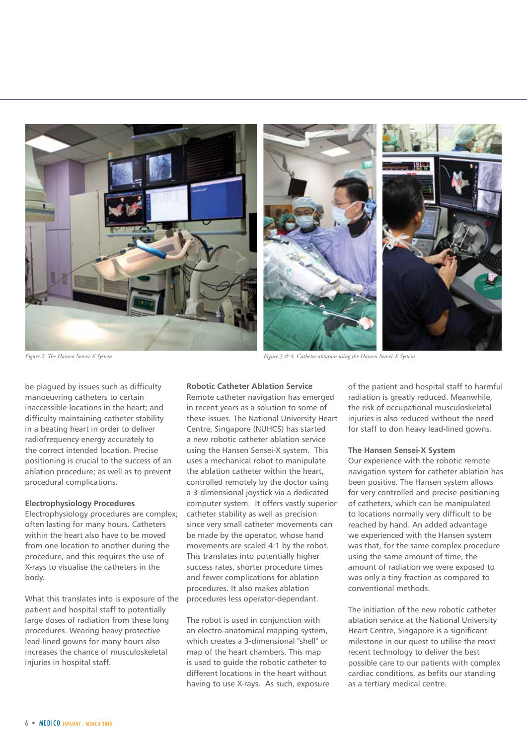*Figure 2. The Hansen Sensei-X System*

*Figure 3 & 4. Catheter ablation using the Hansen Sensei-X System*

be plagued by issues such as difficulty manoeuvring catheters to certain inaccessible locations in the heart; and difficulty maintaining catheter stability in a beating heart in order to deliver radiofrequency energy accurately to the correct intended location. Precise positioning is crucial to the success of an ablation procedure; as well as to prevent procedural complications.

**Electrophysiology Procedures**

Electrophysiology procedures are complex; often lasting for many hours. Catheters within the heart also have to be moved from one location to another during the procedure, and this requires the use of X-rays to visualise the catheters in the body.

What this translates into exposure of the patient and hospital staff to potentially large doses of radiation from these long procedures. Wearing heavy protective lead-lined gowns for many hours also increases the chance of musculoskeletal injuries in hospital staff.

**Robotic Catheter Ablation Service**

Remote catheter navigation has emerged in recent years as a solution to some of these issues. The National University Heart Centre, Singapore (NUHCS) has started a new robotic catheter ablation service using the Hansen Sensei-X system. This uses a mechanical robot to manipulate the ablation catheter within the heart, controlled remotely by the doctor using a 3-dimensional joystick via a dedicated computer system. It offers vastly superior catheter stability as well as precision since very small catheter movements can be made by the operator, whose hand movements are scaled 4:1 by the robot. This translates into potentially higher success rates, shorter procedure times and fewer complications for ablation procedures. It also makes ablation procedures less operator-dependant.

The robot is used in conjunction with an electro-anatomical mapping system, which creates a 3-dimensional "shell" or map of the heart chambers. This map is used to guide the robotic catheter to different locations in the heart without having to use X-rays. As such, exposure of the patient and hospital staff to harmful radiation is greatly reduced. Meanwhile, the risk of occupational musculoskeletal injuries is also reduced without the need for staff to don heavy lead-lined gowns.

**The Hansen Sensei-X System**

Our experience with the robotic remote navigation system for catheter ablation has been positive. The Hansen system allows for very controlled and precise positioning of catheters, which can be manipulated to locations normally very difficult to be reached by hand. An added advantage we experienced with the Hansen system was that, for the same complex procedure using the same amount of time, the amount of radiation we were exposed to was only a tiny fraction as compared to conventional methods.

The initiation of the new robotic catheter ablation service at the National University Heart Centre, Singapore is a significant milestone in our quest to utilise the most recent technology to deliver the best possible care to our patients with complex cardiac conditions, as befits our standing as a tertiary medical centre.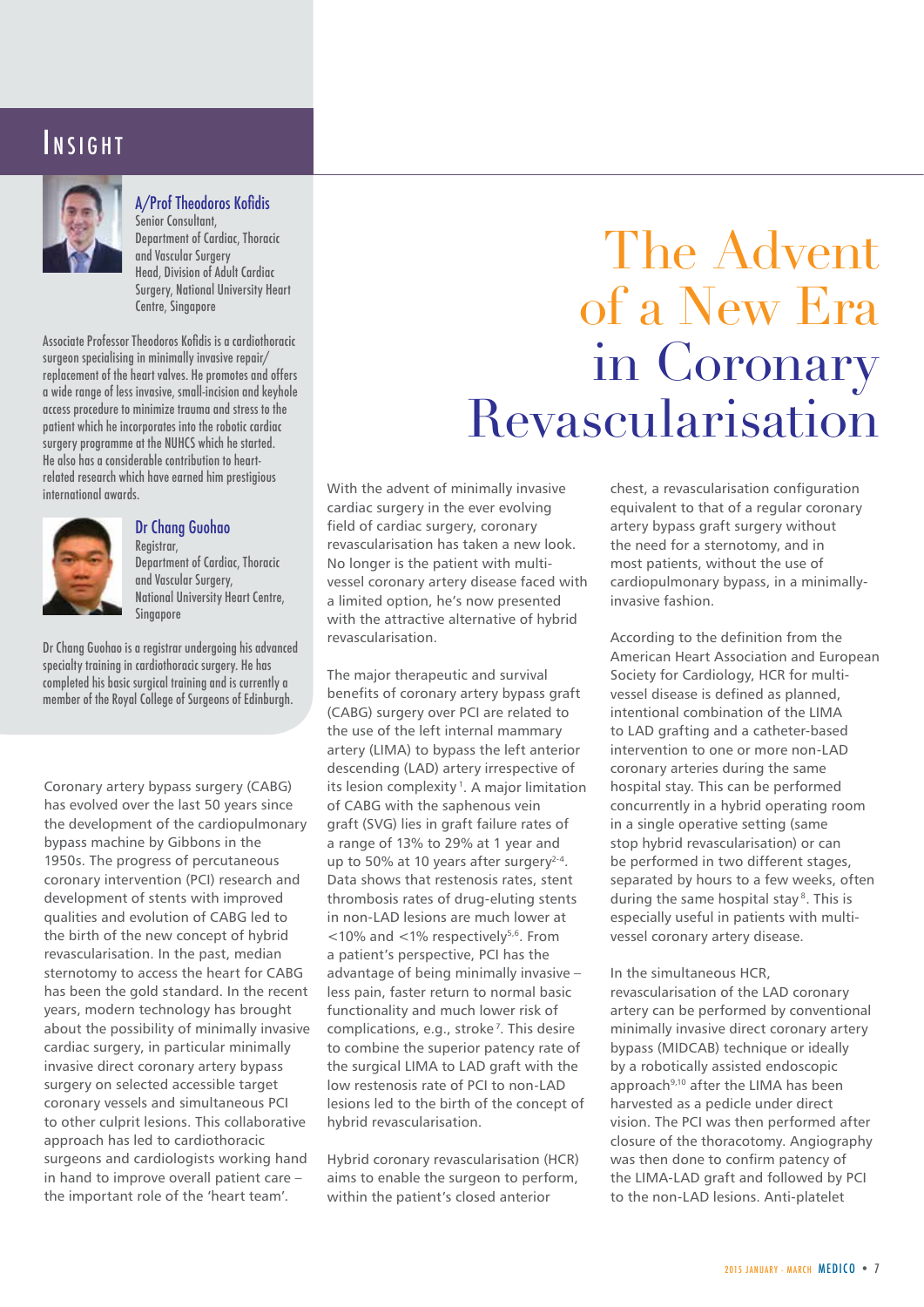# The Advent of a New Era in Coronary Revascularisation

**A/Prof Theodoros Kofidis**
Senior Consultant,
Department of Cardiac, Thoracic and Vascular Surgery
Head, Division of Adult Cardiac Surgery, National University Heart Centre, Singapore

Associate Professor Theodoros Kofidis is a cardiothoracic surgeon specialising in minimally invasive repair/replacement of the heart valves. He promotes and offers a wide range of less invasive, small-incision and keyhole access procedure to minimize trauma and stress to the patient which he incorporates into the robotic cardiac surgery programme at the NUHCS which he started. He also has a considerable contribution to heart-related research which have earned him prestigious international awards.

**Dr Chang Guohao**
Registrar,
Department of Cardiac, Thoracic and Vascular Surgery,
National University Heart Centre, Singapore

Dr Chang Guohao is a registrar undergoing his advanced specialty training in cardiothoracic surgery. He has completed his basic surgical training and is currently a member of the Royal College of Surgeons of Edinburgh.

Coronary artery bypass surgery (CABG) has evolved over the last 50 years since the development of the cardiopulmonary bypass machine by Gibbons in the 1950s. The progress of percutaneous coronary intervention (PCI) research and development of stents with improved qualities and evolution of CABG led to the birth of the new concept of hybrid revascularisation. In the past, median sternotomy to access the heart for CABG has been the gold standard. In the recent years, modern technology has brought about the possibility of minimally invasive cardiac surgery, in particular minimally invasive direct coronary artery bypass surgery on selected accessible target coronary vessels and simultaneous PCI to other culprit lesions. This collaborative approach has led to cardiothoracic surgeons and cardiologists working hand in hand to improve overall patient care – the important role of the 'heart team'.

With the advent of minimally invasive cardiac surgery in the ever evolving field of cardiac surgery, coronary revascularisation has taken a new look. No longer is the patient with multi-vessel coronary artery disease faced with a limited option, he's now presented with the attractive alternative of hybrid revascularisation.

The major therapeutic and survival benefits of coronary artery bypass graft (CABG) surgery over PCI are related to the use of the left internal mammary artery (LIMA) to bypass the left anterior descending (LAD) artery irrespective of its lesion complexity[1]. A major limitation of CABG with the saphenous vein graft (SVG) lies in graft failure rates of a range of 13% to 29% at 1 year and up to 50% at 10 years after surgery[2-4]. Data shows that restenosis rates, stent thrombosis rates of drug-eluting stents in non-LAD lesions are much lower at <10% and <1% respectively[5,6]. From a patient's perspective, PCI has the advantage of being minimally invasive – less pain, faster return to normal basic functionality and much lower risk of complications, e.g., stroke[7]. This desire to combine the superior patency rate of the surgical LIMA to LAD graft with the low restenosis rate of PCI to non-LAD lesions led to the birth of the concept of hybrid revascularisation.

Hybrid coronary revascularisation (HCR) aims to enable the surgeon to perform, within the patient's closed anterior chest, a revascularisation configuration equivalent to that of a regular coronary artery bypass graft surgery without the need for a sternotomy, and in most patients, without the use of cardiopulmonary bypass, in a minimally-invasive fashion.

According to the definition from the American Heart Association and European Society for Cardiology, HCR for multi-vessel disease is defined as planned, intentional combination of the LIMA to LAD grafting and a catheter-based intervention to one or more non-LAD coronary arteries during the same hospital stay. This can be performed concurrently in a hybrid operating room in a single operative setting (same stop hybrid revascularisation) or can be performed in two different stages, separated by hours to a few weeks, often during the same hospital stay[8]. This is especially useful in patients with multi-vessel coronary artery disease.

In the simultaneous HCR, revascularisation of the LAD coronary artery can be performed by conventional minimally invasive direct coronary artery bypass (MIDCAB) technique or ideally by a robotically assisted endoscopic approach[9,10] after the LIMA has been harvested as a pedicle under direct vision. The PCI was then performed after closure of the thoracotomy. Angiography was then done to confirm patency of the LIMA-LAD graft and followed by PCI to the non-LAD lesions. Anti-platelet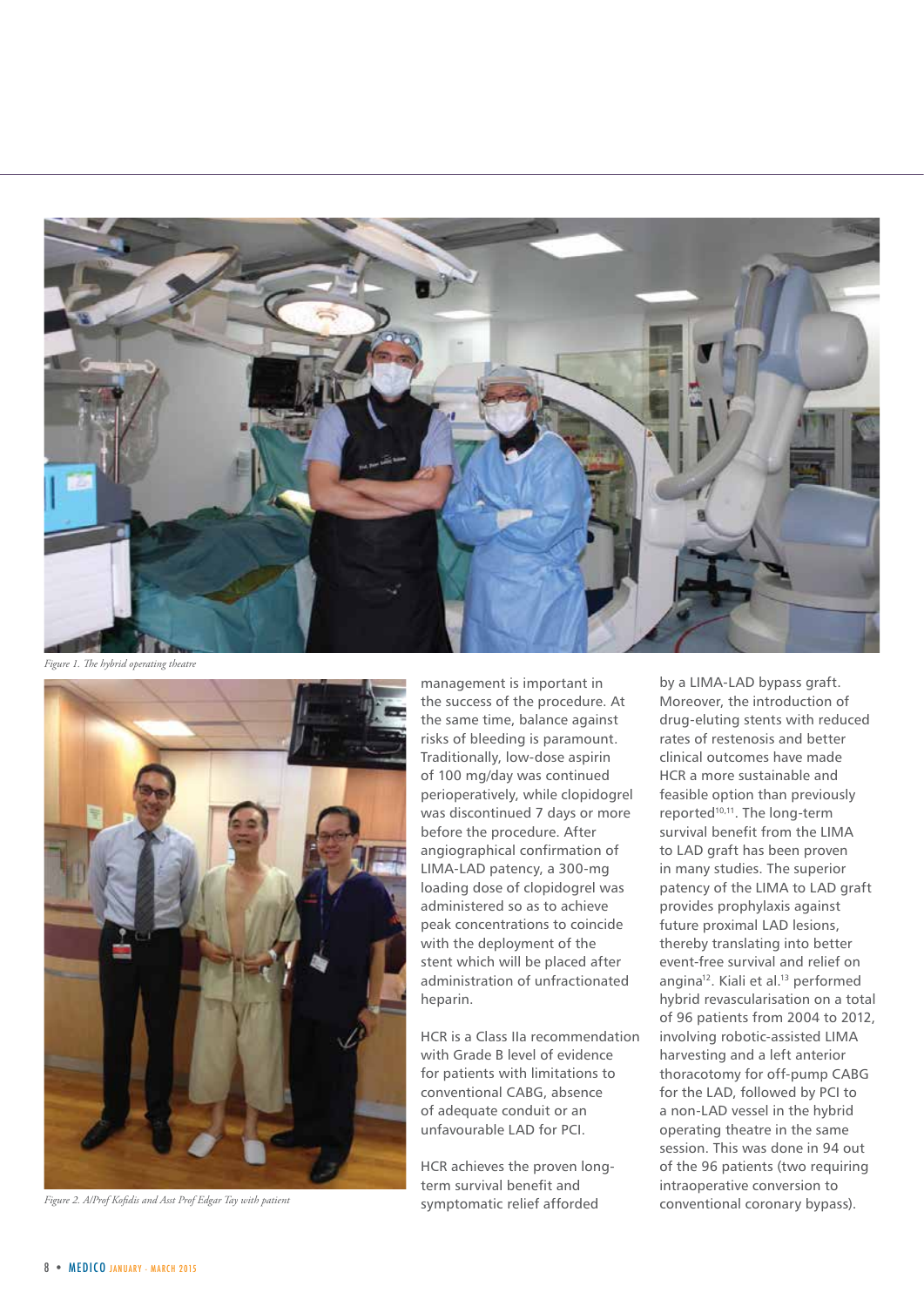Figure 1. The hybrid operating theatre

Figure 2. A/Prof Kofidis and Asst Prof Edgar Tay with patient

management is important in the success of the procedure. At the same time, balance against risks of bleeding is paramount. Traditionally, low-dose aspirin of 100 mg/day was continued perioperatively, while clopidogrel was discontinued 7 days or more before the procedure. After angiographical confirmation of LIMA-LAD patency, a 300-mg loading dose of clopidogrel was administered so as to achieve peak concentrations to coincide with the deployment of the stent which will be placed after administration of unfractionated heparin.

HCR is a Class IIa recommendation with Grade B level of evidence for patients with limitations to conventional CABG, absence of adequate conduit or an unfavourable LAD for PCI.

HCR achieves the proven long-term survival benefit and symptomatic relief afforded by a LIMA-LAD bypass graft. Moreover, the introduction of drug-eluting stents with reduced rates of restenosis and better clinical outcomes have made HCR a more sustainable and feasible option than previously reported[10,11]. The long-term survival benefit from the LIMA to LAD graft has been proven in many studies. The superior patency of the LIMA to LAD graft provides prophylaxis against future proximal LAD lesions, thereby translating into better event-free survival and relief on angina[12]. Kiali et al.[13] performed hybrid revascularisation on a total of 96 patients from 2004 to 2012, involving robotic-assisted LIMA harvesting and a left anterior thoracotomy for off-pump CABG for the LAD, followed by PCI to a non-LAD vessel in the hybrid operating theatre in the same session. This was done in 94 out of the 96 patients (two requiring intraoperative conversion to conventional coronary bypass).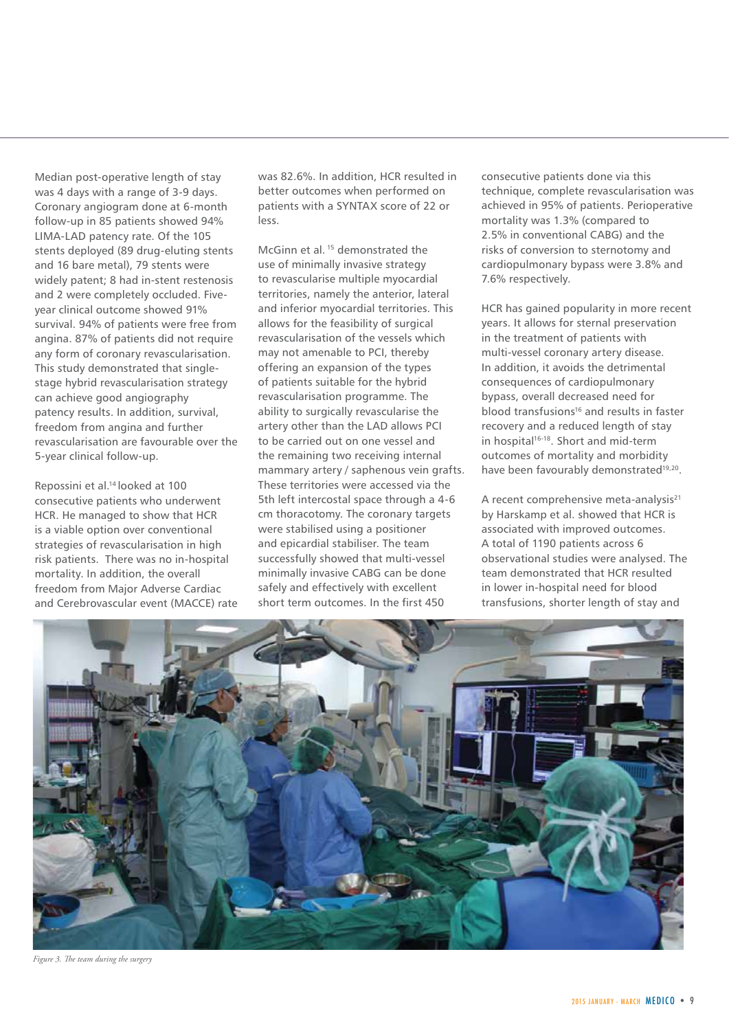Median post-operative length of stay was 4 days with a range of 3-9 days. Coronary angiogram done at 6-month follow-up in 85 patients showed 94% LIMA-LAD patency rate. Of the 105 stents deployed (89 drug-eluting stents and 16 bare metal), 79 stents were widely patent; 8 had in-stent restenosis and 2 were completely occluded. Five-year clinical outcome showed 91% survival. 94% of patients were free from angina. 87% of patients did not require any form of coronary revascularisation. This study demonstrated that single-stage hybrid revascularisation strategy can achieve good angiography patency results. In addition, survival, freedom from angina and further revascularisation are favourable over the 5-year clinical follow-up.

Repossini et al.[14] looked at 100 consecutive patients who underwent HCR. He managed to show that HCR is a viable option over conventional strategies of revascularisation in high risk patients. There was no in-hospital mortality. In addition, the overall freedom from Major Adverse Cardiac and Cerebrovascular event (MACCE) rate was 82.6%. In addition, HCR resulted in better outcomes when performed on patients with a SYNTAX score of 22 or less.

McGinn et al.[15] demonstrated the use of minimally invasive strategy to revascularise multiple myocardial territories, namely the anterior, lateral and inferior myocardial territories. This allows for the feasibility of surgical revascularisation of the vessels which may not amenable to PCI, thereby offering an expansion of the types of patients suitable for the hybrid revascularisation programme. The ability to surgically revascularise the artery other than the LAD allows PCI to be carried out on one vessel and the remaining two receiving internal mammary artery / saphenous vein grafts. These territories were accessed via the 5th left intercostal space through a 4-6 cm thoracotomy. The coronary targets were stabilised using a positioner and epicardial stabiliser. The team successfully showed that multi-vessel minimally invasive CABG can be done safely and effectively with excellent short term outcomes. In the first 450 consecutive patients done via this technique, complete revascularisation was achieved in 95% of patients. Perioperative mortality was 1.3% (compared to 2.5% in conventional CABG) and the risks of conversion to sternotomy and cardiopulmonary bypass were 3.8% and 7.6% respectively.

HCR has gained popularity in more recent years. It allows for sternal preservation in the treatment of patients with multi-vessel coronary artery disease. In addition, it avoids the detrimental consequences of cardiopulmonary bypass, overall decreased need for blood transfusions[16] and results in faster recovery and a reduced length of stay in hospital[16-18]. Short and mid-term outcomes of mortality and morbidity have been favourably demonstrated[19,20].

A recent comprehensive meta-analysis[21] by Harskamp et al. showed that HCR is associated with improved outcomes. A total of 1190 patients across 6 observational studies were analysed. The team demonstrated that HCR resulted in lower in-hospital need for blood transfusions, shorter length of stay and

*Figure 3. The team during the surgery*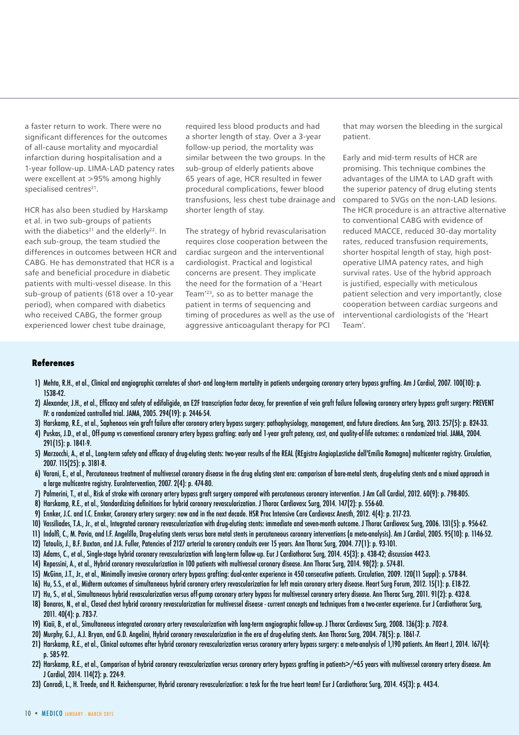a faster return to work. There were no significant differences for the outcomes of all-cause mortality and myocardial infarction during hospitalisation and a 1-year follow-up. LIMA-LAD patency rates were excellent at >95% among highly specialised centres[21].

HCR has also been studied by Harskamp et al. in two sub-groups of patients with the diabetics[21] and the elderly[22]. In each sub-group, the team studied the differences in outcomes between HCR and CABG. He has demonstrated that HCR is a safe and beneficial procedure in diabetic patients with multi-vessel disease. In this sub-group of patients (618 over a 10-year period), when compared with diabetics who received CABG, the former group experienced lower chest tube drainage, required less blood products and had a shorter length of stay. Over a 3-year follow-up period, the mortality was similar between the two groups. In the sub-group of elderly patients above 65 years of age, HCR resulted in fewer procedural complications, fewer blood transfusions, less chest tube drainage and shorter length of stay.

The strategy of hybrid revascularisation requires close cooperation between the cardiac surgeon and the interventional cardiologist. Practical and logistical concerns are present. They implicate the need for the formation of a 'Heart Team'[23], so as to better manage the patient in terms of sequencing and timing of procedures as well as the use of aggressive anticoagulant therapy for PCI that may worsen the bleeding in the surgical patient.

Early and mid-term results of HCR are promising. This technique combines the advantages of the LIMA to LAD graft with the superior patency of drug eluting stents compared to SVGs on the non-LAD lesions. The HCR procedure is an attractive alternative to conventional CABG with evidence of reduced MACCE, reduced 30-day mortality rates, reduced transfusion requirements, shorter hospital length of stay, high post-operative LIMA patency rates, and high survival rates. Use of the hybrid approach is justified, especially with meticulous patient selection and very importantly, close cooperation between cardiac surgeons and interventional cardiologists of the 'Heart Team'.

## References

1) Mehta, R.H., et al., Clinical and angiographic correlates of short- and long-term mortality in patients undergoing coronary artery bypass grafting. Am J Cardiol, 2007. 100(10): p. 1538-42.
2) Alexander, J.H., et al., Efficacy and safety of edifoligide, an E2F transcription factor decoy, for prevention of vein graft failure following coronary artery bypass graft surgery: PREVENT IV: a randomized controlled trial. JAMA, 2005. 294(19): p. 2446-54.
3) Harskamp, R.E., et al., Saphenous vein graft failure after coronary artery bypass surgery: pathophysiology, management, and future directions. Ann Surg, 2013. 257(5): p. 824-33.
4) Puskas, J.D., et al., Off-pump vs conventional coronary artery bypass grafting: early and 1-year graft patency, cost, and quality-of-life outcomes: a randomized trial. JAMA, 2004. 291(15): p. 1841-9.
5) Marzocchi, A., et al., Long-term safety and efficacy of drug-eluting stents: two-year results of the REAL (REgistro AngiopLastiche dell'Emilia Romagna) multicenter registry. Circulation, 2007. 115(25): p. 3181-8.
6) Varani, E., et al., Percutaneous treatment of multivessel coronary disease in the drug eluting stent era: comparison of bare-metal stents, drug-eluting stents and a mixed approach in a large multicentre registry. EuroIntervention, 2007. 2(4): p. 474-80.
7) Palmerini, T., et al., Risk of stroke with coronary artery bypass graft surgery compared with percutaneous coronary intervention. J Am Coll Cardiol, 2012. 60(9): p. 798-805.
8) Harskamp, R.E., et al., Standardizing definitions for hybrid coronary revascularization. J Thorac Cardiovasc Surg, 2014. 147(2): p. 556-60.
9) Ennker, J.C. and I.C. Ennker, Coronary artery surgery: now and in the next decade. HSR Proc Intensive Care Cardiovasc Anesth, 2012. 4(4): p. 217-23.
10) Vassiliades, T.A., Jr., et al., Integrated coronary revascularization with drug-eluting stents: immediate and seven-month outcome. J Thorac Cardiovasc Surg, 2006. 131(5): p. 956-62.
11) Indolfi, C., M. Pavia, and I.F. Angelillo, Drug-eluting stents versus bare metal stents in percutaneous coronary interventions (a meta-analysis). Am J Cardiol, 2005. 95(10): p. 1146-52.
12) Tatoulis, J., B.F. Buxton, and J.A. Fuller, Patencies of 2127 arterial to coronary conduits over 15 years. Ann Thorac Surg, 2004. 77(1): p. 93-101.
13) Adams, C., et al., Single-stage hybrid coronary revascularization with long-term follow-up. Eur J Cardiothorac Surg, 2014. 45(3): p. 438-42; discussion 442-3.
14) Repossini, A., et al., Hybrid coronary revascularization in 100 patients with multivessel coronary disease. Ann Thorac Surg, 2014. 98(2): p. 574-81.
15) McGinn, J.T., Jr., et al., Minimally invasive coronary artery bypass grafting: dual-center experience in 450 consecutive patients. Circulation, 2009. 120(11 Suppl): p. S78-84.
16) Hu, S.S., et al., Midterm outcomes of simultaneous hybrid coronary artery revascularization for left main coronary artery disease. Heart Surg Forum, 2012. 15(1): p. E18-22.
17) Hu, S., et al., Simultaneous hybrid revascularization versus off-pump coronary artery bypass for multivessel coronary artery disease. Ann Thorac Surg, 2011. 91(2): p. 432-8.
18) Bonaros, N., et al., Closed chest hybrid coronary revascularization for multivessel disease - current concepts and techniques from a two-center experience. Eur J Cardiothorac Surg, 2011. 40(4): p. 783-7.
19) Kiaii, B., et al., Simultaneous integrated coronary artery revascularization with long-term angiographic follow-up. J Thorac Cardiovasc Surg, 2008. 136(3): p. 702-8.
20) Murphy, G.J., A.J. Bryan, and G.D. Angelini, Hybrid coronary revascularization in the era of drug-eluting stents. Ann Thorac Surg, 2004. 78(5): p. 1861-7.
21) Harskamp, R.E., et al., Clinical outcomes after hybrid coronary revascularization versus coronary artery bypass surgery: a meta-analysis of 1,190 patients. Am Heart J, 2014. 167(4): p. 585-92.
22) Harskamp, R.E., et al., Comparison of hybrid coronary revascularization versus coronary artery bypass grafting in patients>/=65 years with multivessel coronary artery disease. Am J Cardiol, 2014. 114(2): p. 224-9.
23) Conradi, L., H. Treede, and H. Reichenspurner, Hybrid coronary revascularization: a task for the true heart team! Eur J Cardiothorac Surg, 2014. 45(3): p. 443-4.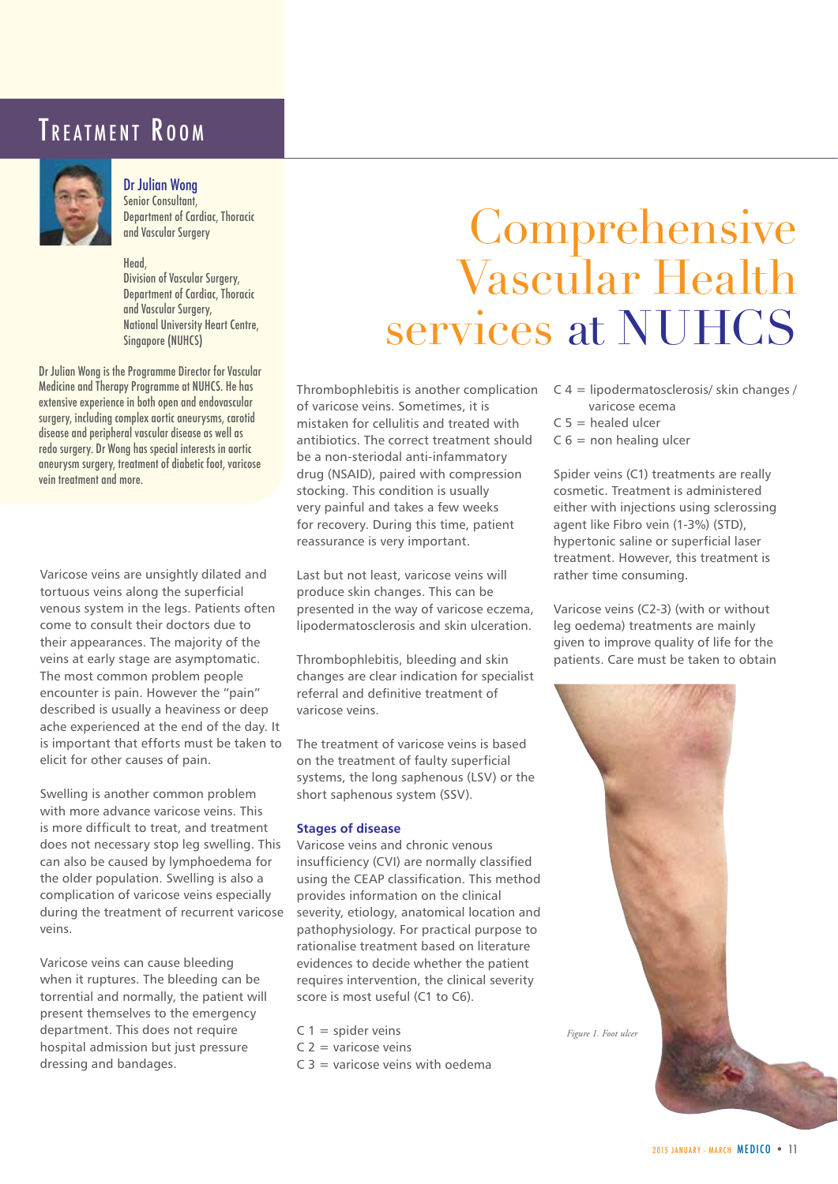# Treatment Room

**Dr Julian Wong**
Senior Consultant,
Department of Cardiac, Thoracic and Vascular Surgery

Head,
Division of Vascular Surgery,
Department of Cardiac, Thoracic and Vascular Surgery,
National University Heart Centre, Singapore (NUHCS)

Dr Julian Wong is the Programme Director for Vascular Medicine and Therapy Programme at NUHCS. He has extensive experience in both open and endovascular surgery, including complex aortic aneurysms, carotid disease and peripheral vascular disease as well as redo surgery. Dr Wong has special interests in aortic aneurysm surgery, treatment of diabetic foot, varicose vein treatment and more.

# Comprehensive Vascular Health services at NUHCS

Varicose veins are unsightly dilated and tortuous veins along the superficial venous system in the legs. Patients often come to consult their doctors due to their appearances. The majority of the veins at early stage are asymptomatic. The most common problem people encounter is pain. However the "pain" described is usually a heaviness or deep ache experienced at the end of the day. It is important that efforts must be taken to elicit for other causes of pain.

Swelling is another common problem with more advance varicose veins. This is more difficult to treat, and treatment does not necessary stop leg swelling. This can also be caused by lymphoedema for the older population. Swelling is also a complication of varicose veins especially during the treatment of recurrent varicose veins.

Varicose veins can cause bleeding when it ruptures. The bleeding can be torrential and normally, the patient will present themselves to the emergency department. This does not require hospital admission but just pressure dressing and bandages.

Thrombophlebitis is another complication of varicose veins. Sometimes, it is mistaken for cellulitis and treated with antibiotics. The correct treatment should be a non-steriodal anti-infammatory drug (NSAID), paired with compression stocking. This condition is usually very painful and takes a few weeks for recovery. During this time, patient reassurance is very important.

Last but not least, varicose veins will produce skin changes. This can be presented in the way of varicose eczema, lipodermatosclerosis and skin ulceration.

Thrombophlebitis, bleeding and skin changes are clear indication for specialist referral and definitive treatment of varicose veins.

The treatment of varicose veins is based on the treatment of faulty superficial systems, the long saphenous (LSV) or the short saphenous system (SSV).

### Stages of disease

Varicose veins and chronic venous insufficiency (CVI) are normally classified using the CEAP classification. This method provides information on the clinical severity, etiology, anatomical location and pathophysiology. For practical purpose to rationalise treatment based on literature evidences to decide whether the patient requires intervention, the clinical severity score is most useful (C1 to C6).

- C 1 = spider veins
- C 2 = varicose veins
- C 3 = varicose veins with oedema
- C 4 = lipodermatosclerosis/ skin changes / varicose ecema
- C 5 = healed ulcer
- C 6 = non healing ulcer

Spider veins (C1) treatments are really cosmetic. Treatment is administered either with injections using sclerossing agent like Fibro vein (1-3%) (STD), hypertonic saline or superficial laser treatment. However, this treatment is rather time consuming.

Varicose veins (C2-3) (with or without leg oedema) treatments are mainly given to improve quality of life for the patients. Care must be taken to obtain

*Figure 1. Foot ulcer*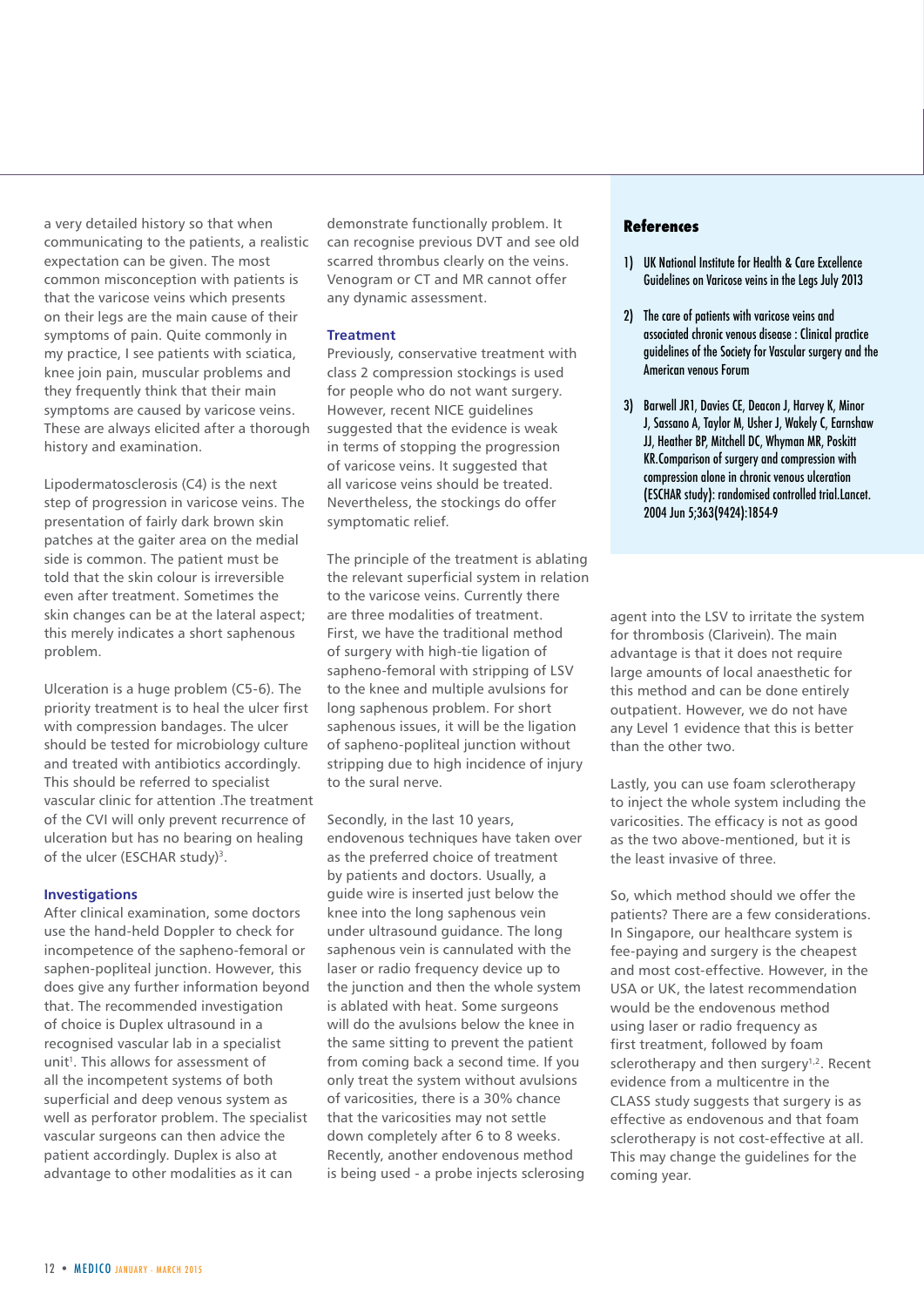a very detailed history so that when communicating to the patients, a realistic expectation can be given. The most common misconception with patients is that the varicose veins which presents on their legs are the main cause of their symptoms of pain. Quite commonly in my practice, I see patients with sciatica, knee join pain, muscular problems and they frequently think that their main symptoms are caused by varicose veins. These are always elicited after a thorough history and examination.

Lipodermatosclerosis (C4) is the next step of progression in varicose veins. The presentation of fairly dark brown skin patches at the gaiter area on the medial side is common. The patient must be told that the skin colour is irreversible even after treatment. Sometimes the skin changes can be at the lateral aspect; this merely indicates a short saphenous problem.

Ulceration is a huge problem (C5-6). The priority treatment is to heal the ulcer first with compression bandages. The ulcer should be tested for microbiology culture and treated with antibiotics accordingly. This should be referred to specialist vascular clinic for attention .The treatment of the CVI will only prevent recurrence of ulceration but has no bearing on healing of the ulcer (ESCHAR study)[3].

### Investigations

After clinical examination, some doctors use the hand-held Doppler to check for incompetence of the sapheno-femoral or saphen-popliteal junction. However, this does give any further information beyond that. The recommended investigation of choice is Duplex ultrasound in a recognised vascular lab in a specialist unit[1]. This allows for assessment of all the incompetent systems of both superficial and deep venous system as well as perforator problem. The specialist vascular surgeons can then advice the patient accordingly. Duplex is also at advantage to other modalities as it can demonstrate functionally problem. It can recognise previous DVT and see old scarred thrombus clearly on the veins. Venogram or CT and MR cannot offer any dynamic assessment.

### Treatment

Previously, conservative treatment with class 2 compression stockings is used for people who do not want surgery. However, recent NICE guidelines suggested that the evidence is weak in terms of stopping the progression of varicose veins. It suggested that all varicose veins should be treated. Nevertheless, the stockings do offer symptomatic relief.

The principle of the treatment is ablating the relevant superficial system in relation to the varicose veins. Currently there are three modalities of treatment. First, we have the traditional method of surgery with high-tie ligation of sapheno-femoral with stripping of LSV to the knee and multiple avulsions for long saphenous problem. For short saphenous issues, it will be the ligation of sapheno-popliteal junction without stripping due to high incidence of injury to the sural nerve.

Secondly, in the last 10 years, endovenous techniques have taken over as the preferred choice of treatment by patients and doctors. Usually, a guide wire is inserted just below the knee into the long saphenous vein under ultrasound guidance. The long saphenous vein is cannulated with the laser or radio frequency device up to the junction and then the whole system is ablated with heat. Some surgeons will do the avulsions below the knee in the same sitting to prevent the patient from coming back a second time. If you only treat the system without avulsions of varicosities, there is a 30% chance that the varicosities may not settle down completely after 6 to 8 weeks. Recently, another endovenous method is being used - a probe injects sclerosing agent into the LSV to irritate the system for thrombosis (Clarivein). The main advantage is that it does not require large amounts of local anaesthetic for this method and can be done entirely outpatient. However, we do not have any Level 1 evidence that this is better than the other two.

Lastly, you can use foam sclerotherapy to inject the whole system including the varicosities. The efficacy is not as good as the two above-mentioned, but it is the least invasive of three.

So, which method should we offer the patients? There are a few considerations. In Singapore, our healthcare system is fee-paying and surgery is the cheapest and most cost-effective. However, in the USA or UK, the latest recommendation would be the endovenous method using laser or radio frequency as first treatment, followed by foam sclerotherapy and then surgery[1,2]. Recent evidence from a multicentre in the CLASS study suggests that surgery is as effective as endovenous and that foam sclerotherapy is not cost-effective at all. This may change the guidelines for the coming year.

### References

1) UK National Institute for Health & Care Excellence Guidelines on Varicose veins in the Legs July 2013

2) The care of patients with varicose veins and associated chronic venous disease : Clinical practice guidelines of the Society for Vascular surgery and the American venous Forum

3) Barwell JR1, Davies CE, Deacon J, Harvey K, Minor J, Sassano A, Taylor M, Usher J, Wakely C, Earnshaw JJ, Heather BP, Mitchell DC, Whyman MR, Poskitt KR.Comparison of surgery and compression with compression alone in chronic venous ulceration (ESCHAR study): randomised controlled trial.Lancet. 2004 Jun 5;363(9424):1854-9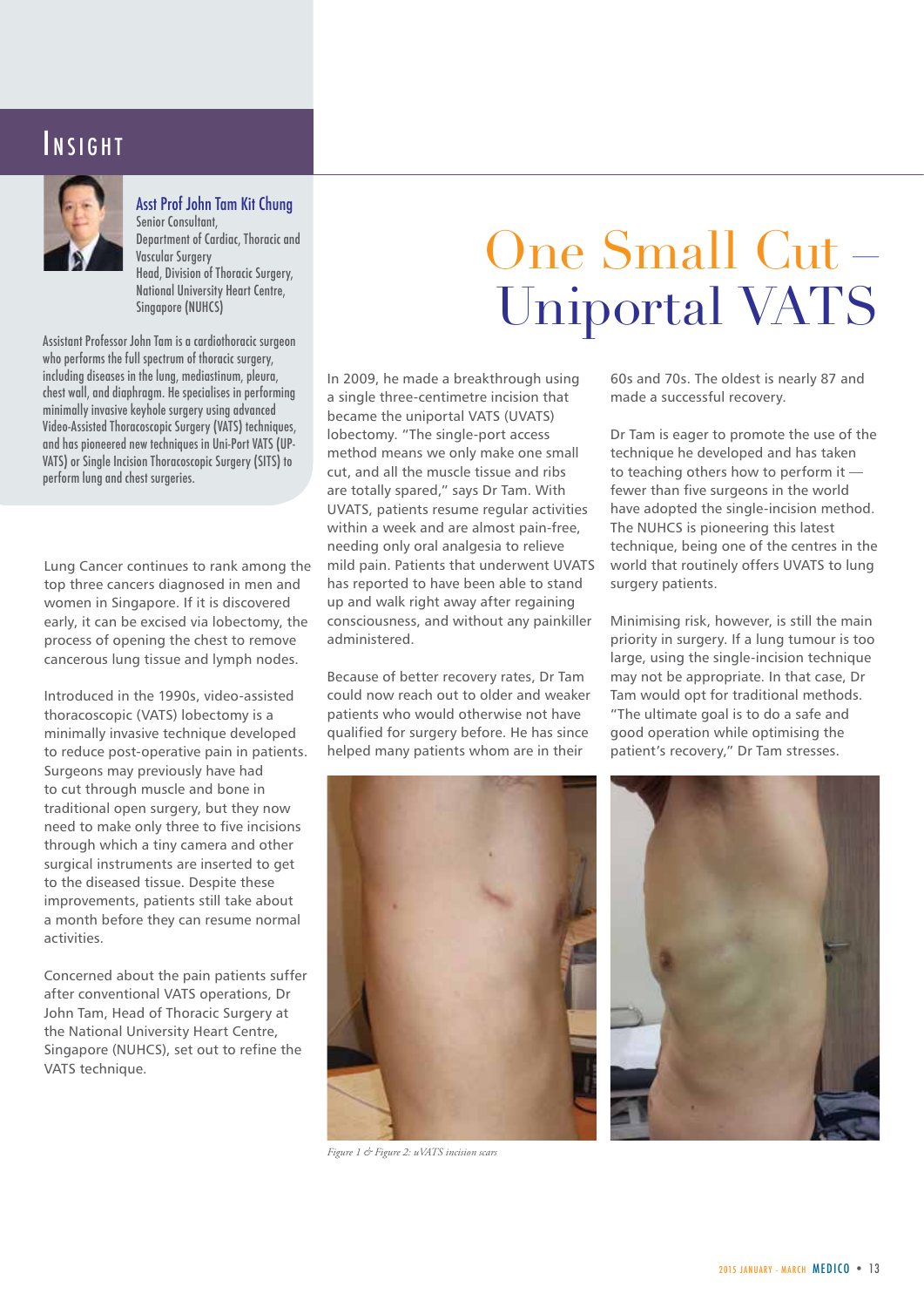# INSIGHT

**Asst Prof John Tam Kit Chung**
Senior Consultant,
Department of Cardiac, Thoracic and Vascular Surgery
Head, Division of Thoracic Surgery,
National University Heart Centre, Singapore (NUHCS)

Assistant Professor John Tam is a cardiothoracic surgeon who performs the full spectrum of thoracic surgery, including diseases in the lung, mediastinum, pleura, chest wall, and diaphragm. He specialises in performing minimally invasive keyhole surgery using advanced Video-Assisted Thoracoscopic Surgery (VATS) techniques, and has pioneered new techniques in Uni-Port VATS (UP-VATS) or Single Incision Thoracoscopic Surgery (SITS) to perform lung and chest surgeries.

## One Small Cut – Uniportal VATS

Lung Cancer continues to rank among the top three cancers diagnosed in men and women in Singapore. If it is discovered early, it can be excised via lobectomy, the process of opening the chest to remove cancerous lung tissue and lymph nodes.

Introduced in the 1990s, video-assisted thoracoscopic (VATS) lobectomy is a minimally invasive technique developed to reduce post-operative pain in patients. Surgeons may previously have had to cut through muscle and bone in traditional open surgery, but they now need to make only three to five incisions through which a tiny camera and other surgical instruments are inserted to get to the diseased tissue. Despite these improvements, patients still take about a month before they can resume normal activities.

Concerned about the pain patients suffer after conventional VATS operations, Dr John Tam, Head of Thoracic Surgery at the National University Heart Centre, Singapore (NUHCS), set out to refine the VATS technique.

In 2009, he made a breakthrough using a single three-centimetre incision that became the uniportal VATS (UVATS) lobectomy. "The single-port access method means we only make one small cut, and all the muscle tissue and ribs are totally spared," says Dr Tam. With UVATS, patients resume regular activities within a week and are almost pain-free, needing only oral analgesia to relieve mild pain. Patients that underwent UVATS has reported to have been able to stand up and walk right away after regaining consciousness, and without any painkiller administered.

Because of better recovery rates, Dr Tam could now reach out to older and weaker patients who would otherwise not have qualified for surgery before. He has since helped many patients whom are in their 60s and 70s. The oldest is nearly 87 and made a successful recovery.

Dr Tam is eager to promote the use of the technique he developed and has taken to teaching others how to perform it — fewer than five surgeons in the world have adopted the single-incision method. The NUHCS is pioneering this latest technique, being one of the centres in the world that routinely offers UVATS to lung surgery patients.

Minimising risk, however, is still the main priority in surgery. If a lung tumour is too large, using the single-incision technique may not be appropriate. In that case, Dr Tam would opt for traditional methods. "The ultimate goal is to do a safe and good operation while optimising the patient's recovery," Dr Tam stresses.

*Figure 1 & Figure 2: uVATS incision scars*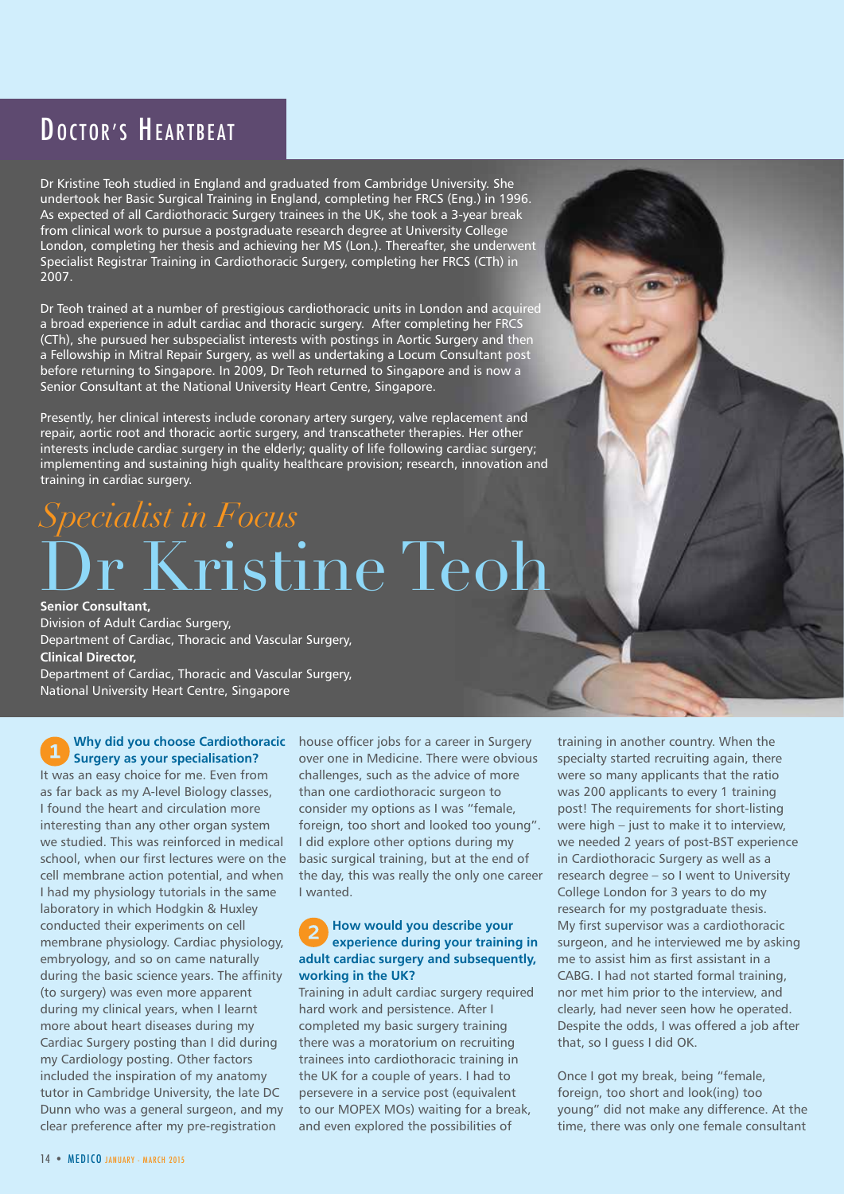# Doctor's Heartbeat

Dr Kristine Teoh studied in England and graduated from Cambridge University. She undertook her Basic Surgical Training in England, completing her FRCS (Eng.) in 1996. As expected of all Cardiothoracic Surgery trainees in the UK, she took a 3-year break from clinical work to pursue a postgraduate research degree at University College London, completing her thesis and achieving her MS (Lon.). Thereafter, she underwent Specialist Registrar Training in Cardiothoracic Surgery, completing her FRCS (CTh) in 2007.

Dr Teoh trained at a number of prestigious cardiothoracic units in London and acquired a broad experience in adult cardiac and thoracic surgery. After completing her FRCS (CTh), she pursued her subspecialist interests with postings in Aortic Surgery and then a Fellowship in Mitral Repair Surgery, as well as undertaking a Locum Consultant post before returning to Singapore. In 2009, Dr Teoh returned to Singapore and is now a Senior Consultant at the National University Heart Centre, Singapore.

Presently, her clinical interests include coronary artery surgery, valve replacement and repair, aortic root and thoracic aortic surgery, and transcatheter therapies. Her other interests include cardiac surgery in the elderly; quality of life following cardiac surgery; implementing and sustaining high quality healthcare provision; research, innovation and training in cardiac surgery.

## *Specialist in Focus*

# Dr Kristine Teoh

**Senior Consultant,**
Division of Adult Cardiac Surgery,
Department of Cardiac, Thoracic and Vascular Surgery,
**Clinical Director,**
Department of Cardiac, Thoracic and Vascular Surgery,
National University Heart Centre, Singapore

### 1 Why did you choose Cardiothoracic Surgery as your specialisation?

It was an easy choice for me. Even from as far back as my A-level Biology classes, I found the heart and circulation more interesting than any other organ system we studied. This was reinforced in medical school, when our first lectures were on the cell membrane action potential, and when I had my physiology tutorials in the same laboratory in which Hodgkin & Huxley conducted their experiments on cell membrane physiology. Cardiac physiology, embryology, and so on came naturally during the basic science years. The affinity (to surgery) was even more apparent during my clinical years, when I learnt more about heart diseases during my Cardiac Surgery posting than I did during my Cardiology posting. Other factors included the inspiration of my anatomy tutor in Cambridge University, the late DC Dunn who was a general surgeon, and my clear preference after my pre-registration house officer jobs for a career in Surgery over one in Medicine. There were obvious challenges, such as the advice of more than one cardiothoracic surgeon to consider my options as I was "female, foreign, too short and looked too young". I did explore other options during my basic surgical training, but at the end of the day, this was really the only one career I wanted.

### 2 How would you describe your experience during your training in adult cardiac surgery and subsequently, working in the UK?

Training in adult cardiac surgery required hard work and persistence. After I completed my basic surgery training there was a moratorium on recruiting trainees into cardiothoracic training in the UK for a couple of years. I had to persevere in a service post (equivalent to our MOPEX MOs) waiting for a break, and even explored the possibilities of training in another country. When the specialty started recruiting again, there were so many applicants that the ratio was 200 applicants to every 1 training post! The requirements for short-listing were high – just to make it to interview, we needed 2 years of post-BST experience in Cardiothoracic Surgery as well as a research degree – so I went to University College London for 3 years to do my research for my postgraduate thesis. My first supervisor was a cardiothoracic surgeon, and he interviewed me by asking me to assist him as first assistant in a CABG. I had not started formal training, nor met him prior to the interview, and clearly, had never seen how he operated. Despite the odds, I was offered a job after that, so I guess I did OK.

Once I got my break, being "female, foreign, too short and look(ing) too young" did not make any difference. At the time, there was only one female consultant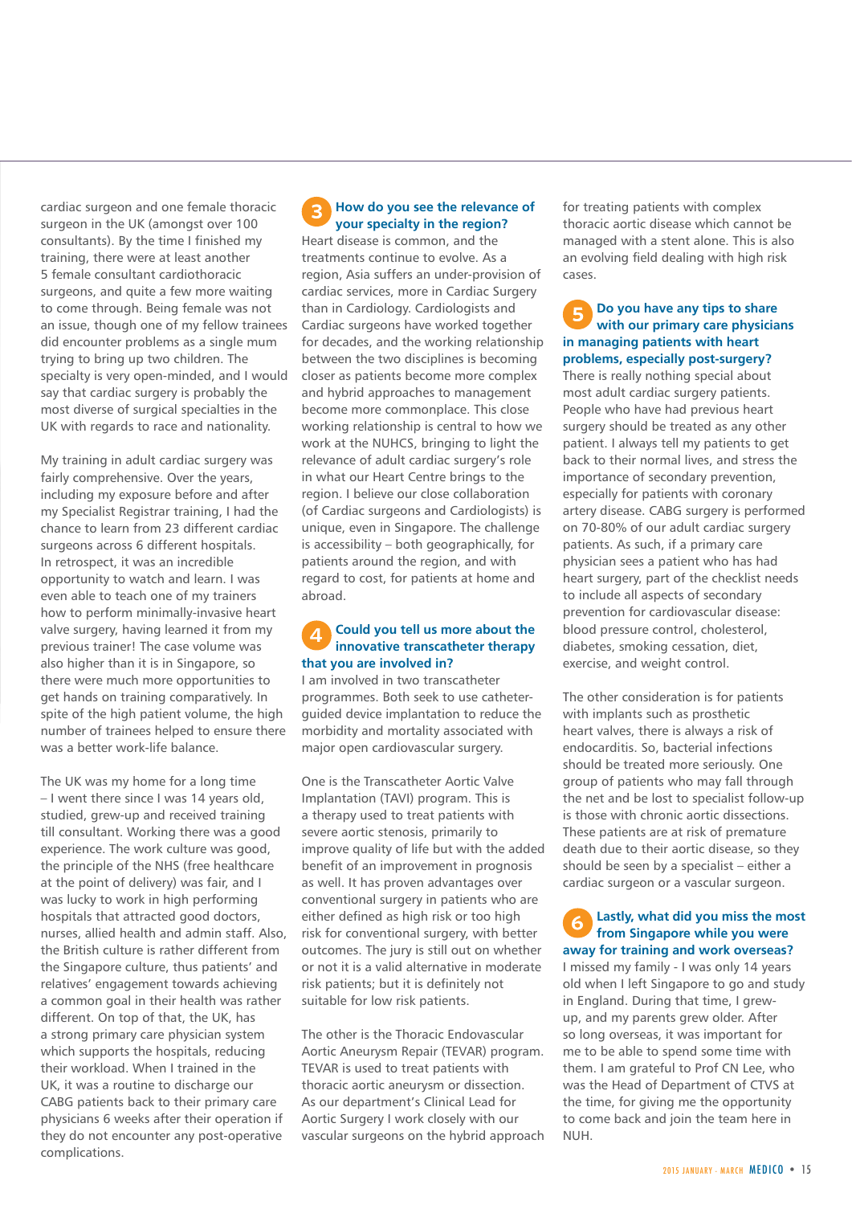cardiac surgeon and one female thoracic surgeon in the UK (amongst over 100 consultants). By the time I finished my training, there were at least another 5 female consultant cardiothoracic surgeons, and quite a few more waiting to come through. Being female was not an issue, though one of my fellow trainees did encounter problems as a single mum trying to bring up two children. The specialty is very open-minded, and I would say that cardiac surgery is probably the most diverse of surgical specialties in the UK with regards to race and nationality.

My training in adult cardiac surgery was fairly comprehensive. Over the years, including my exposure before and after my Specialist Registrar training, I had the chance to learn from 23 different cardiac surgeons across 6 different hospitals. In retrospect, it was an incredible opportunity to watch and learn. I was even able to teach one of my trainers how to perform minimally-invasive heart valve surgery, having learned it from my previous trainer! The case volume was also higher than it is in Singapore, so there were much more opportunities to get hands on training comparatively. In spite of the high patient volume, the high number of trainees helped to ensure there was a better work-life balance.

The UK was my home for a long time – I went there since I was 14 years old, studied, grew-up and received training till consultant. Working there was a good experience. The work culture was good, the principle of the NHS (free healthcare at the point of delivery) was fair, and I was lucky to work in high performing hospitals that attracted good doctors, nurses, allied health and admin staff. Also, the British culture is rather different from the Singapore culture, thus patients' and relatives' engagement towards achieving a common goal in their health was rather different. On top of that, the UK, has a strong primary care physician system which supports the hospitals, reducing their workload. When I trained in the UK, it was a routine to discharge our CABG patients back to their primary care physicians 6 weeks after their operation if they do not encounter any post-operative complications.

## 3 How do you see the relevance of your specialty in the region?

Heart disease is common, and the treatments continue to evolve. As a region, Asia suffers an under-provision of cardiac services, more in Cardiac Surgery than in Cardiology. Cardiologists and Cardiac surgeons have worked together for decades, and the working relationship between the two disciplines is becoming closer as patients become more complex and hybrid approaches to management become more commonplace. This close working relationship is central to how we work at the NUHCS, bringing to light the relevance of adult cardiac surgery's role in what our Heart Centre brings to the region. I believe our close collaboration (of Cardiac surgeons and Cardiologists) is unique, even in Singapore. The challenge is accessibility – both geographically, for patients around the region, and with regard to cost, for patients at home and abroad.

## 4 Could you tell us more about the innovative transcatheter therapy that you are involved in?

I am involved in two transcatheter programmes. Both seek to use catheter-guided device implantation to reduce the morbidity and mortality associated with major open cardiovascular surgery.

One is the Transcatheter Aortic Valve Implantation (TAVI) program. This is a therapy used to treat patients with severe aortic stenosis, primarily to improve quality of life but with the added benefit of an improvement in prognosis as well. It has proven advantages over conventional surgery in patients who are either defined as high risk or too high risk for conventional surgery, with better outcomes. The jury is still out on whether or not it is a valid alternative in moderate risk patients; but it is definitely not suitable for low risk patients.

The other is the Thoracic Endovascular Aortic Aneurysm Repair (TEVAR) program. TEVAR is used to treat patients with thoracic aortic aneurysm or dissection. As our department's Clinical Lead for Aortic Surgery I work closely with our vascular surgeons on the hybrid approach for treating patients with complex thoracic aortic disease which cannot be managed with a stent alone. This is also an evolving field dealing with high risk cases.

## 5 Do you have any tips to share with our primary care physicians in managing patients with heart problems, especially post-surgery?

There is really nothing special about most adult cardiac surgery patients. People who have had previous heart surgery should be treated as any other patient. I always tell my patients to get back to their normal lives, and stress the importance of secondary prevention, especially for patients with coronary artery disease. CABG surgery is performed on 70-80% of our adult cardiac surgery patients. As such, if a primary care physician sees a patient who has had heart surgery, part of the checklist needs to include all aspects of secondary prevention for cardiovascular disease: blood pressure control, cholesterol, diabetes, smoking cessation, diet, exercise, and weight control.

The other consideration is for patients with implants such as prosthetic heart valves, there is always a risk of endocarditis. So, bacterial infections should be treated more seriously. One group of patients who may fall through the net and be lost to specialist follow-up is those with chronic aortic dissections. These patients are at risk of premature death due to their aortic disease, so they should be seen by a specialist – either a cardiac surgeon or a vascular surgeon.

## 6 Lastly, what did you miss the most from Singapore while you were away for training and work overseas?

I missed my family - I was only 14 years old when I left Singapore to go and study in England. During that time, I grew-up, and my parents grew older. After so long overseas, it was important for me to be able to spend some time with them. I am grateful to Prof CN Lee, who was the Head of Department of CTVS at the time, for giving me the opportunity to come back and join the team here in NUH.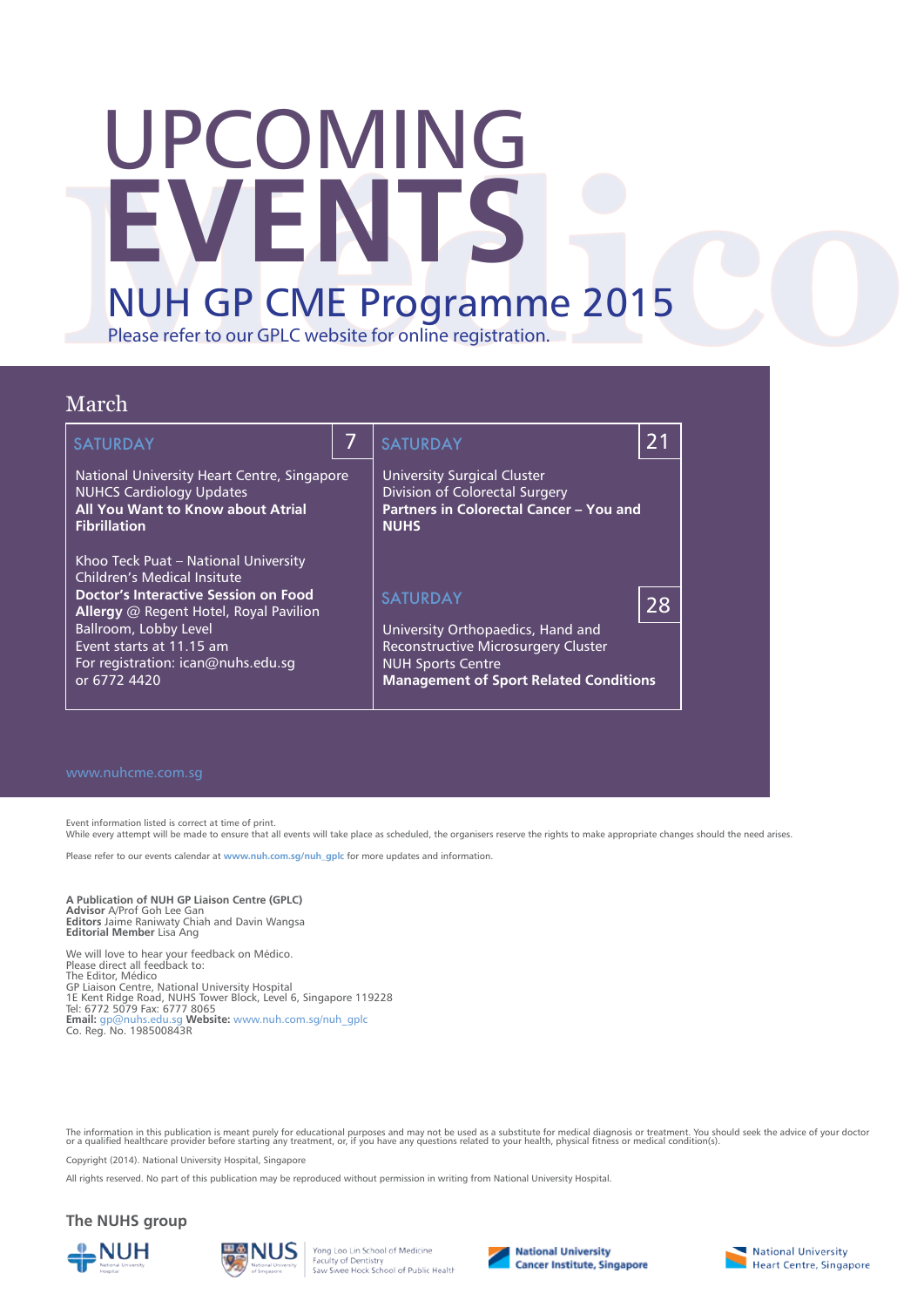# UPCOMING **EVENTS**

## NUH GP CME Programme 2015

Please refer to our GPLC website for online registration.

### March

**SATURDAY 7**

National University Heart Centre, Singapore
NUHCS Cardiology Updates
**All You Want to Know about Atrial Fibrillation**

Khoo Teck Puat – National University Children's Medical Insitute
**Doctor's Interactive Session on Food Allergy** @ Regent Hotel, Royal Pavilion Ballroom, Lobby Level
Event starts at 11.15 am
For registration: ican@nuhs.edu.sg or 6772 4420

**SATURDAY 21**

University Surgical Cluster
Division of Colorectal Surgery
**Partners in Colorectal Cancer – You and NUHS**

**SATURDAY 28**

University Orthopaedics, Hand and Reconstructive Microsurgery Cluster
NUH Sports Centre
**Management of Sport Related Conditions**

www.nuhcme.com.sg

Event information listed is correct at time of print.
While every attempt will be made to ensure that all events will take place as scheduled, the organisers reserve the rights to make appropriate changes should the need arises.

Please refer to our events calendar at **www.nuh.com.sg/nuh_gplc** for more updates and information.

**A Publication of NUH GP Liaison Centre (GPLC)**
**Advisor** A/Prof Goh Lee Gan
**Editors** Jaime Raniwaty Chiah and Davin Wangsa
**Editorial Member** Lisa Ang

We will love to hear your feedback on Médico.
Please direct all feedback to:
The Editor, Médico
GP Liaison Centre, National University Hospital
1E Kent Ridge Road, NUHS Tower Block, Level 6, Singapore 119228
Tel: 6772 5079 Fax: 6777 8065
**Email:** gp@nuhs.edu.sg **Website:** www.nuh.com.sg/nuh_gplc
Co. Reg. No. 198500843R

The information in this publication is meant purely for educational purposes and may not be used as a substitute for medical diagnosis or treatment. You should seek the advice of your doctor or a qualified healthcare provider before starting any treatment, or, if you have any questions related to your health, physical fitness or medical condition(s).

Copyright (2014). National University Hospital, Singapore

All rights reserved. No part of this publication may be reproduced without permission in writing from National University Hospital.

**The NUHS group**

NUH National University Hospital
NUS National University of Singapore
Yong Loo Lin School of Medicine
Faculty of Dentistry
Saw Swee Hock School of Public Health
National University Cancer Institute, Singapore
National University Heart Centre, Singapore